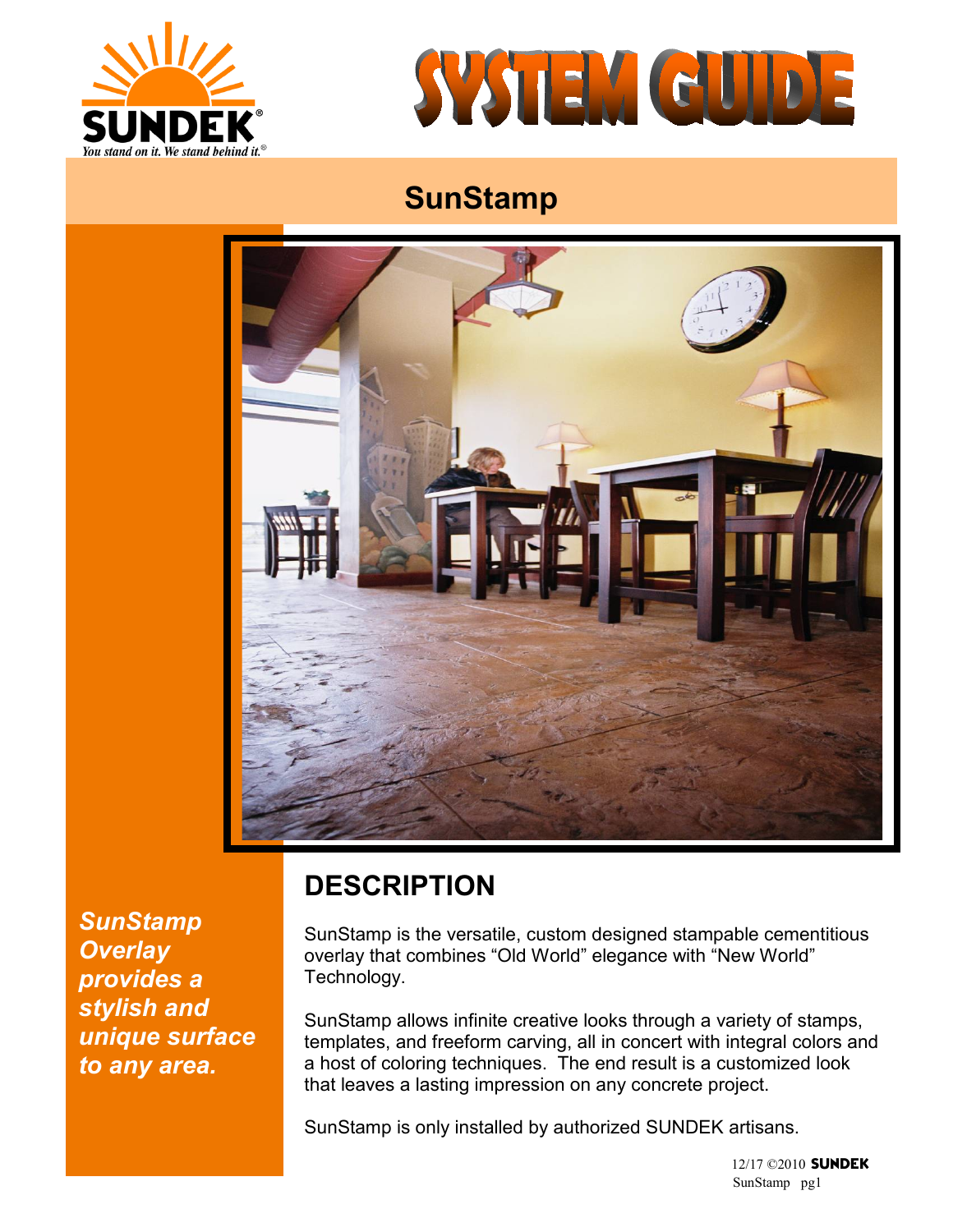# SYSTEM GUIDE

SUNDEK

*You stand on it. We stand behind it.®*

## SunStamp

***SunStamp Overlay provides a stylish and unique surface to any area.***

## DESCRIPTION

SunStamp is the versatile, custom designed stampable cementitious overlay that combines "Old World" elegance with "New World" Technology.

SunStamp allows infinite creative looks through a variety of stamps, templates, and freeform carving, all in concert with integral colors and a host of coloring techniques. The end result is a customized look that leaves a lasting impression on any concrete project.

SunStamp is only installed by authorized SUNDEK artisans.

12/17 ©2010 SUNDEK
SunStamp pg1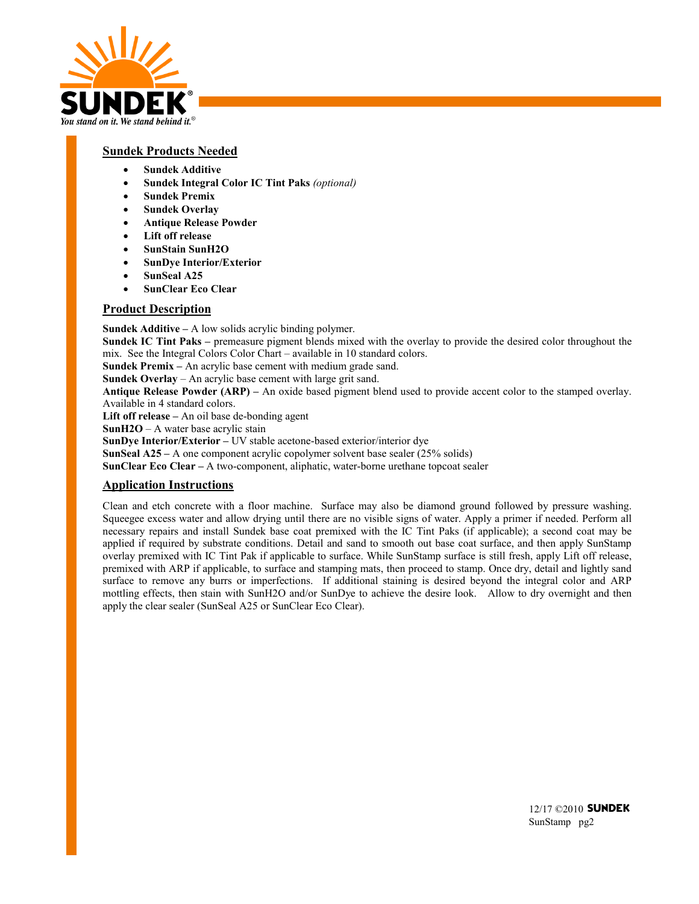## Sundek Products Needed

- **Sundek Additive**
- **Sundek Integral Color IC Tint Paks** *(optional)*
- **Sundek Premix**
- **Sundek Overlay**
- **Antique Release Powder**
- **Lift off release**
- **SunStain SunH2O**
- **SunDye Interior/Exterior**
- **SunSeal A25**
- **SunClear Eco Clear**

## Product Description

**Sundek Additive –** A low solids acrylic binding polymer.
**Sundek IC Tint Paks –** premeasure pigment blends mixed with the overlay to provide the desired color throughout the mix. See the Integral Colors Color Chart – available in 10 standard colors.
**Sundek Premix –** An acrylic base cement with medium grade sand.
**Sundek Overlay** – An acrylic base cement with large grit sand.
**Antique Release Powder (ARP) –** An oxide based pigment blend used to provide accent color to the stamped overlay. Available in 4 standard colors.
**Lift off release –** An oil base de-bonding agent
**SunH2O** – A water base acrylic stain
**SunDye Interior/Exterior –** UV stable acetone-based exterior/interior dye
**SunSeal A25 –** A one component acrylic copolymer solvent base sealer (25% solids)
**SunClear Eco Clear –** A two-component, aliphatic, water-borne urethane topcoat sealer

## Application Instructions

Clean and etch concrete with a floor machine. Surface may also be diamond ground followed by pressure washing. Squeegee excess water and allow drying until there are no visible signs of water. Apply a primer if needed. Perform all necessary repairs and install Sundek base coat premixed with the IC Tint Paks (if applicable); a second coat may be applied if required by substrate conditions. Detail and sand to smooth out base coat surface, and then apply SunStamp overlay premixed with IC Tint Pak if applicable to surface. While SunStamp surface is still fresh, apply Lift off release, premixed with ARP if applicable, to surface and stamping mats, then proceed to stamp. Once dry, detail and lightly sand surface to remove any burrs or imperfections. If additional staining is desired beyond the integral color and ARP mottling effects, then stain with SunH2O and/or SunDye to achieve the desire look. Allow to dry overnight and then apply the clear sealer (SunSeal A25 or SunClear Eco Clear).